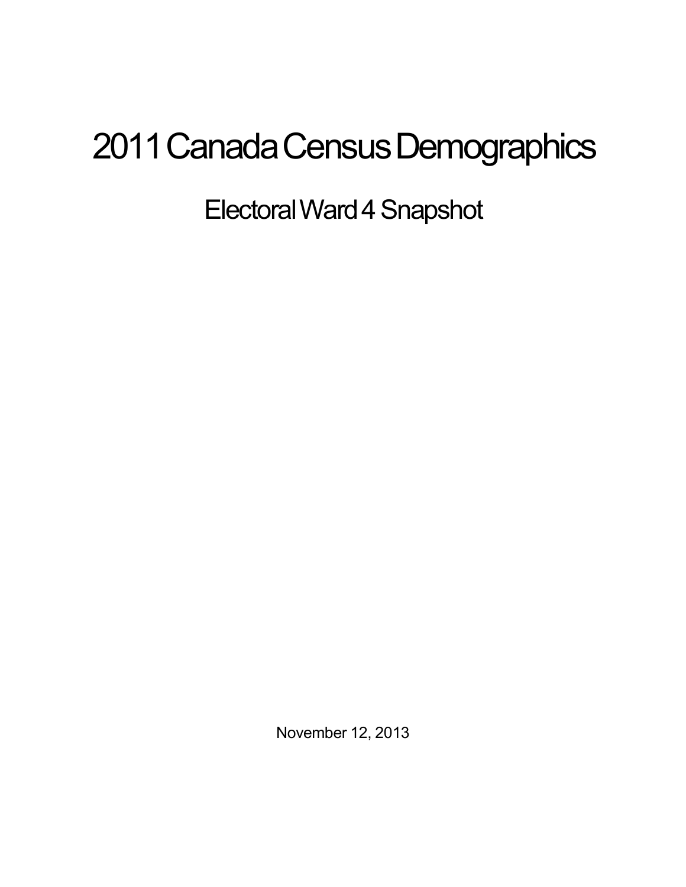# 2011 Canada Census Demographics

## Electoral Ward 4 Snapshot

November 12, 2013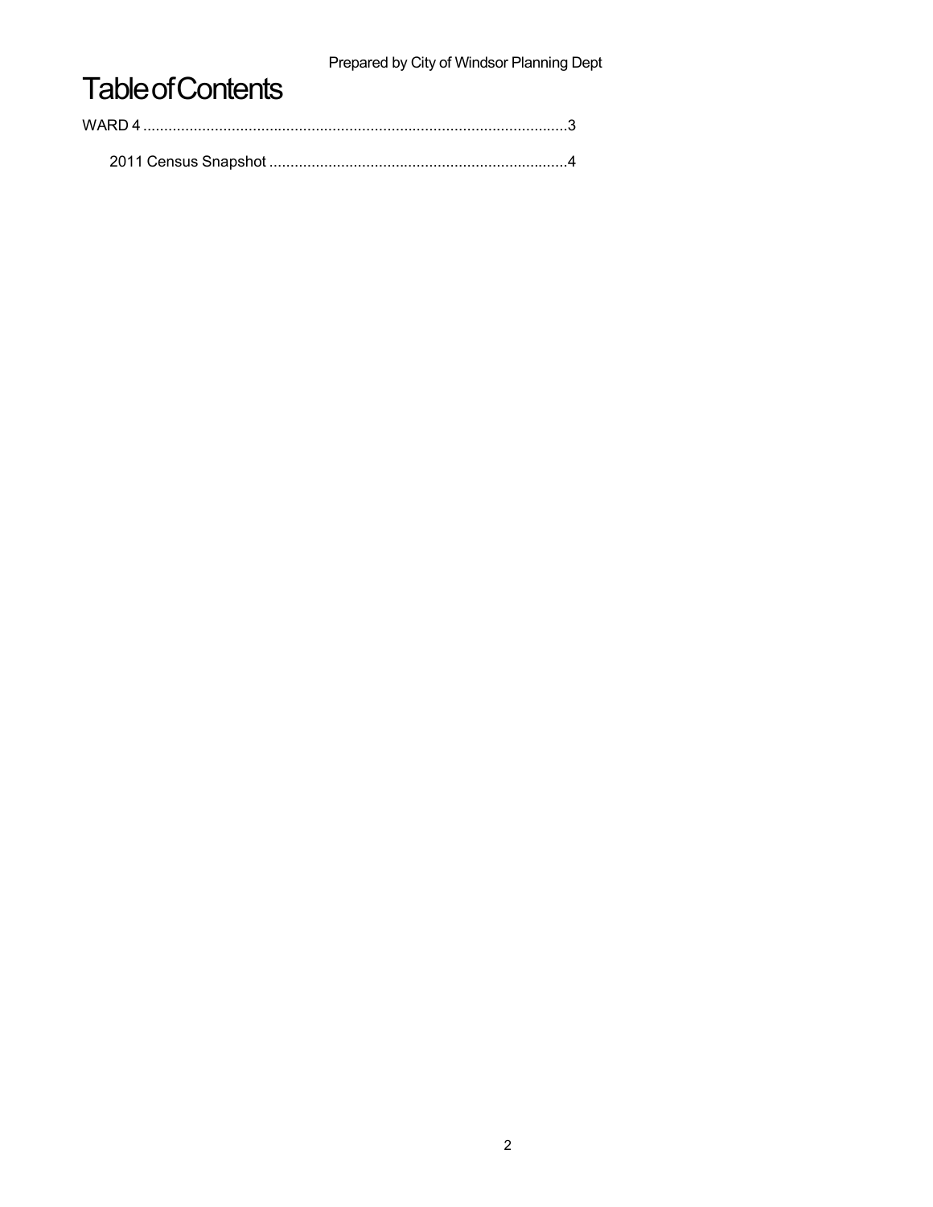# Table of Contents

WARD 4 .....................................................................................................3

2011 Census Snapshot ......................................................................4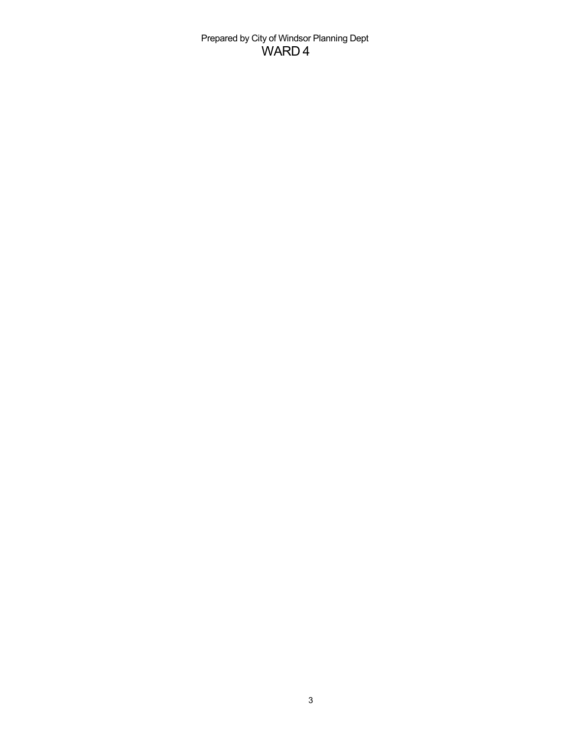Prepared by City of Windsor Planning Dept

# WARD 4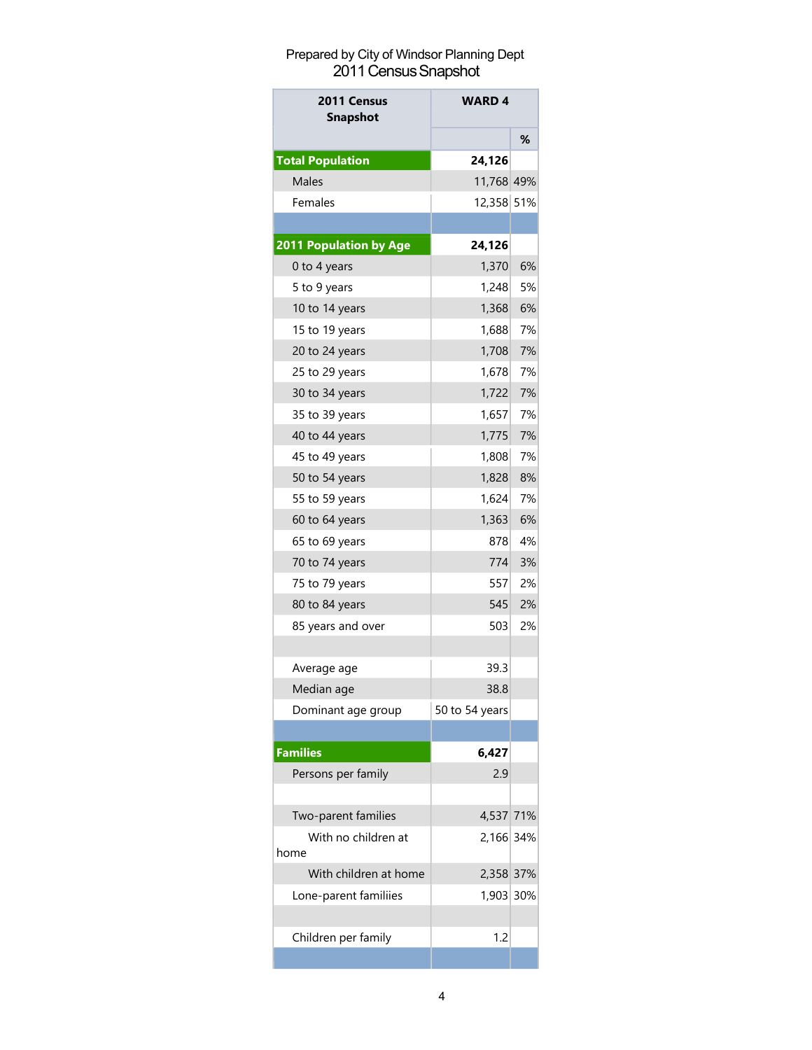Prepared by City of Windsor Planning Dept

# 2011 Census Snapshot

| 2011 Census Snapshot | WARD 4 | |
|---|---|---|
| | | % |
| **Total Population** | **24,126** | |
| Males | 11,768 | 49% |
| Females | 12,358 | 51% |
| | | |
| **2011 Population by Age** | **24,126** | |
| 0 to 4 years | 1,370 | 6% |
| 5 to 9 years | 1,248 | 5% |
| 10 to 14 years | 1,368 | 6% |
| 15 to 19 years | 1,688 | 7% |
| 20 to 24 years | 1,708 | 7% |
| 25 to 29 years | 1,678 | 7% |
| 30 to 34 years | 1,722 | 7% |
| 35 to 39 years | 1,657 | 7% |
| 40 to 44 years | 1,775 | 7% |
| 45 to 49 years | 1,808 | 7% |
| 50 to 54 years | 1,828 | 8% |
| 55 to 59 years | 1,624 | 7% |
| 60 to 64 years | 1,363 | 6% |
| 65 to 69 years | 878 | 4% |
| 70 to 74 years | 774 | 3% |
| 75 to 79 years | 557 | 2% |
| 80 to 84 years | 545 | 2% |
| 85 years and over | 503 | 2% |
| | | |
| Average age | 39.3 | |
| Median age | 38.8 | |
| Dominant age group | 50 to 54 years | |
| | | |
| **Families** | **6,427** | |
| Persons per family | 2.9 | |
| | | |
| Two-parent families | 4,537 | 71% |
| With no children at home | 2,166 | 34% |
| With children at home | 2,358 | 37% |
| Lone-parent familiies | 1,903 | 30% |
| | | |
| Children per family | 1.2 | |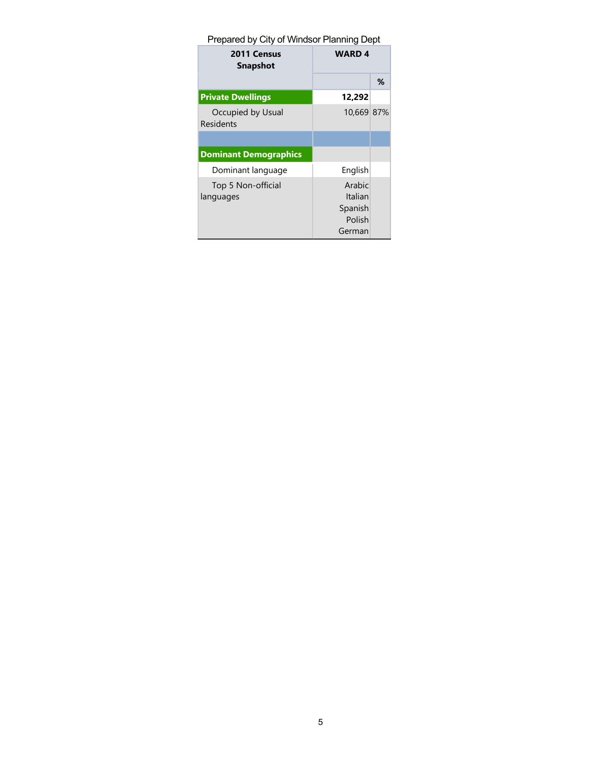Prepared by City of Windsor Planning Dept

| 2011 Census Snapshot | WARD 4 | |
|---|---|---|
| | | % |
| **Private Dwellings** | **12,292** | |
| Occupied by Usual Residents | 10,669 | 87% |
| | | |
| **Dominant Demographics** | | |
| Dominant language | English | |
| Top 5 Non-official languages | Arabic<br>Italian<br>Spanish<br>Polish<br>German | |